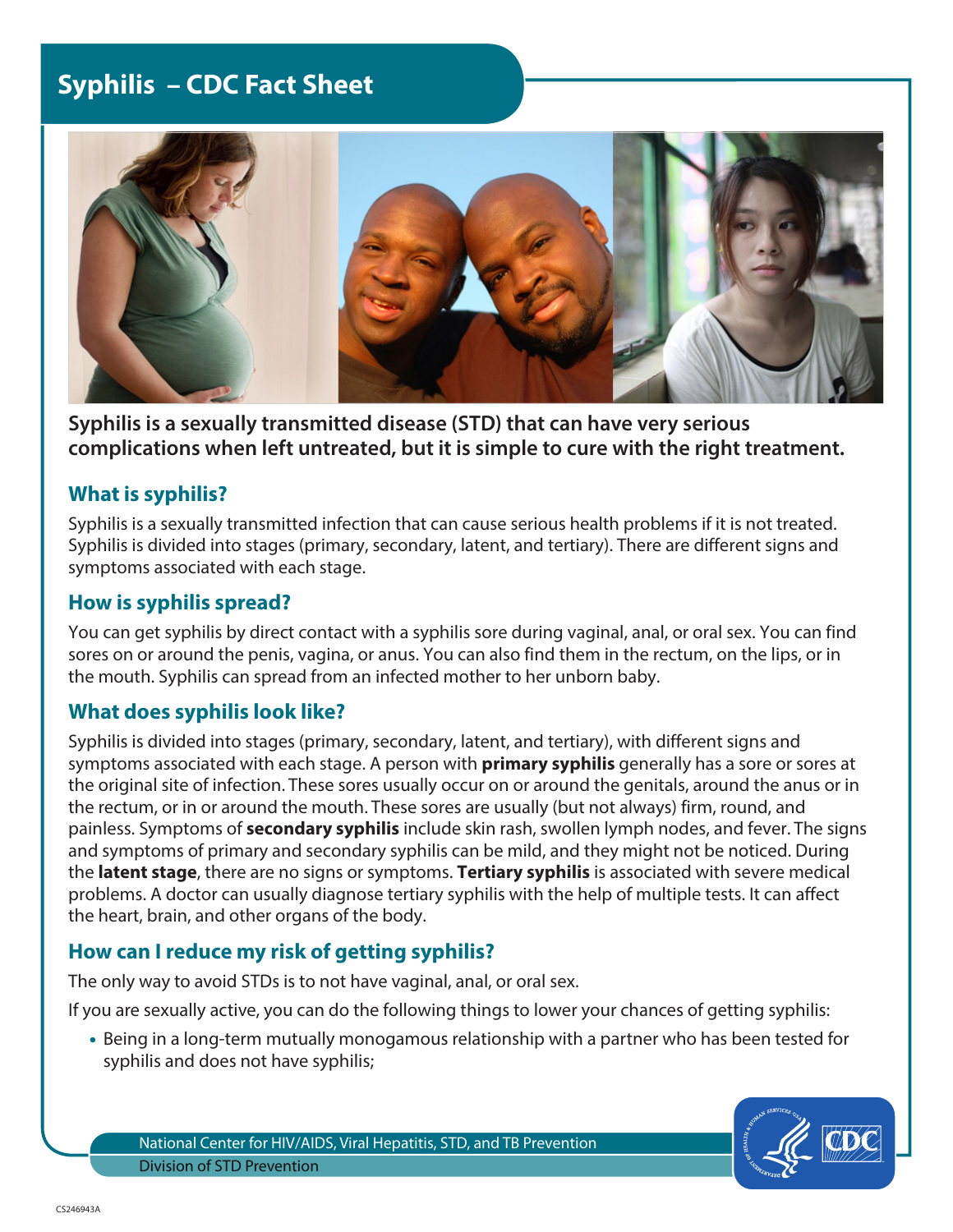# Syphilis – CDC Fact Sheet

**Syphilis is a sexually transmitted disease (STD) that can have very serious complications when left untreated, but it is simple to cure with the right treatment.**

## What is syphilis?

Syphilis is a sexually transmitted infection that can cause serious health problems if it is not treated. Syphilis is divided into stages (primary, secondary, latent, and tertiary). There are different signs and symptoms associated with each stage.

## How is syphilis spread?

You can get syphilis by direct contact with a syphilis sore during vaginal, anal, or oral sex. You can find sores on or around the penis, vagina, or anus. You can also find them in the rectum, on the lips, or in the mouth. Syphilis can spread from an infected mother to her unborn baby.

## What does syphilis look like?

Syphilis is divided into stages (primary, secondary, latent, and tertiary), with different signs and symptoms associated with each stage. A person with **primary syphilis** generally has a sore or sores at the original site of infection. These sores usually occur on or around the genitals, around the anus or in the rectum, or in or around the mouth. These sores are usually (but not always) firm, round, and painless. Symptoms of **secondary syphilis** include skin rash, swollen lymph nodes, and fever. The signs and symptoms of primary and secondary syphilis can be mild, and they might not be noticed. During the **latent stage**, there are no signs or symptoms. **Tertiary syphilis** is associated with severe medical problems. A doctor can usually diagnose tertiary syphilis with the help of multiple tests. It can affect the heart, brain, and other organs of the body.

## How can I reduce my risk of getting syphilis?

The only way to avoid STDs is to not have vaginal, anal, or oral sex.

If you are sexually active, you can do the following things to lower your chances of getting syphilis:

- Being in a long-term mutually monogamous relationship with a partner who has been tested for syphilis and does not have syphilis;

National Center for HIV/AIDS, Viral Hepatitis, STD, and TB Prevention

Division of STD Prevention

CS246943A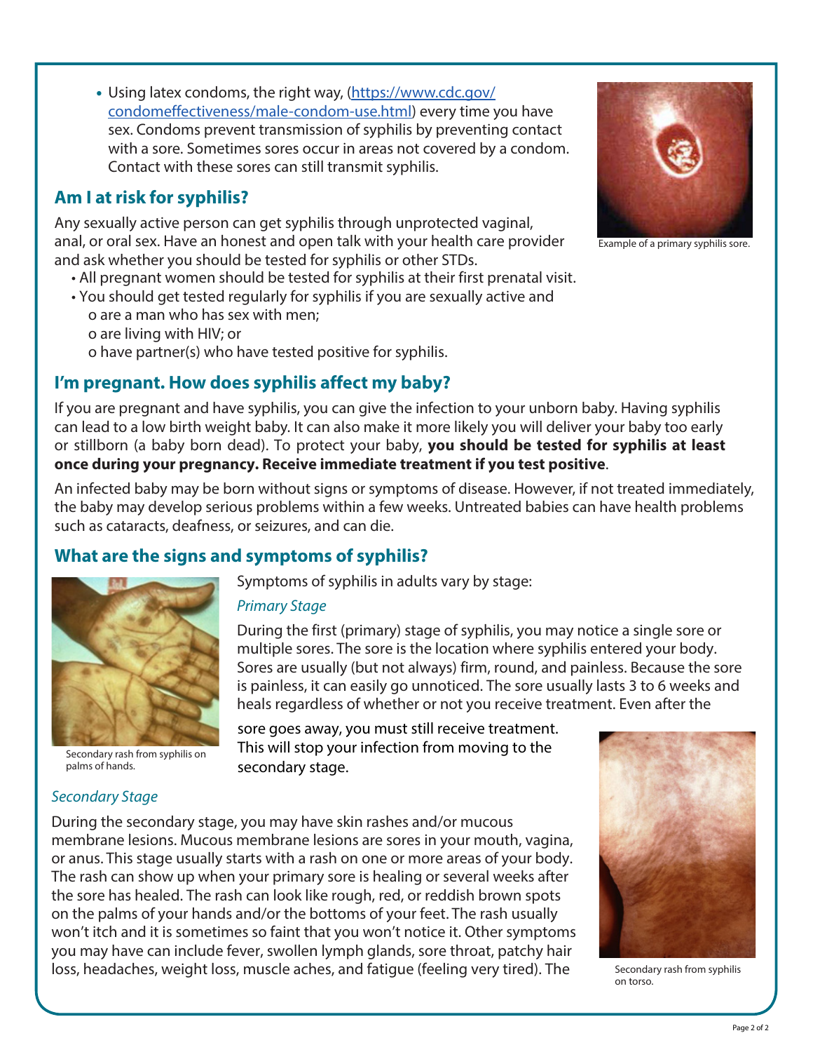- Using latex condoms, the right way, (https://www.cdc.gov/condomeffectiveness/male-condom-use.html) every time you have sex. Condoms prevent transmission of syphilis by preventing contact with a sore. Sometimes sores occur in areas not covered by a condom. Contact with these sores can still transmit syphilis.

Example of a primary syphilis sore.

## Am I at risk for syphilis?

Any sexually active person can get syphilis through unprotected vaginal, anal, or oral sex. Have an honest and open talk with your health care provider and ask whether you should be tested for syphilis or other STDs.

- All pregnant women should be tested for syphilis at their first prenatal visit.
- You should get tested regularly for syphilis if you are sexually active and
  - are a man who has sex with men;
  - are living with HIV; or
  - have partner(s) who have tested positive for syphilis.

## I'm pregnant. How does syphilis affect my baby?

If you are pregnant and have syphilis, you can give the infection to your unborn baby. Having syphilis can lead to a low birth weight baby. It can also make it more likely you will deliver your baby too early or stillborn (a baby born dead). To protect your baby, **you should be tested for syphilis at least once during your pregnancy. Receive immediate treatment if you test positive**.

An infected baby may be born without signs or symptoms of disease. However, if not treated immediately, the baby may develop serious problems within a few weeks. Untreated babies can have health problems such as cataracts, deafness, or seizures, and can die.

## What are the signs and symptoms of syphilis?

Secondary rash from syphilis on palms of hands.

Symptoms of syphilis in adults vary by stage:

*Primary Stage*

During the first (primary) stage of syphilis, you may notice a single sore or multiple sores. The sore is the location where syphilis entered your body. Sores are usually (but not always) firm, round, and painless. Because the sore is painless, it can easily go unnoticed. The sore usually lasts 3 to 6 weeks and heals regardless of whether or not you receive treatment. Even after the sore goes away, you must still receive treatment. This will stop your infection from moving to the secondary stage.

*Secondary Stage*

During the secondary stage, you may have skin rashes and/or mucous membrane lesions. Mucous membrane lesions are sores in your mouth, vagina, or anus. This stage usually starts with a rash on one or more areas of your body. The rash can show up when your primary sore is healing or several weeks after the sore has healed. The rash can look like rough, red, or reddish brown spots on the palms of your hands and/or the bottoms of your feet. The rash usually won't itch and it is sometimes so faint that you won't notice it. Other symptoms you may have can include fever, swollen lymph glands, sore throat, patchy hair loss, headaches, weight loss, muscle aches, and fatigue (feeling very tired). The

Secondary rash from syphilis on torso.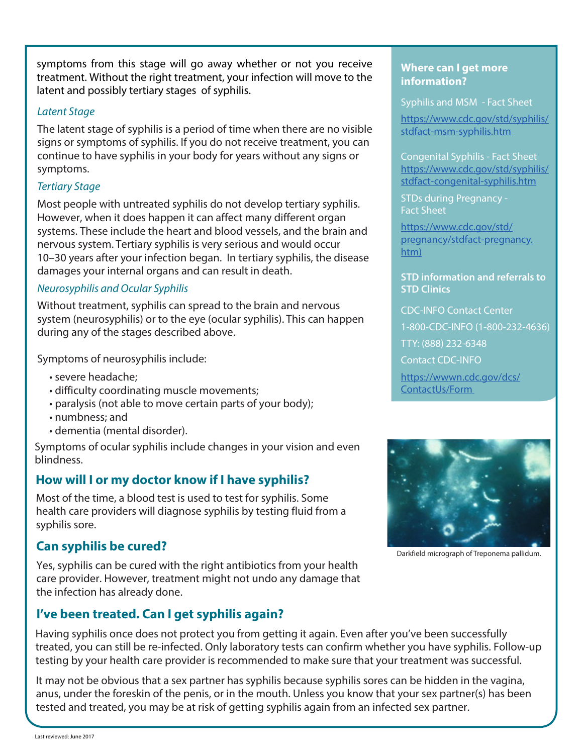symptoms from this stage will go away whether or not you receive treatment. Without the right treatment, your infection will move to the latent and possibly tertiary stages of syphilis.

### *Latent Stage*

The latent stage of syphilis is a period of time when there are no visible signs or symptoms of syphilis. If you do not receive treatment, you can continue to have syphilis in your body for years without any signs or symptoms.

### *Tertiary Stage*

Most people with untreated syphilis do not develop tertiary syphilis. However, when it does happen it can affect many different organ systems. These include the heart and blood vessels, and the brain and nervous system. Tertiary syphilis is very serious and would occur 10–30 years after your infection began. In tertiary syphilis, the disease damages your internal organs and can result in death.

### *Neurosyphilis and Ocular Syphilis*

Without treatment, syphilis can spread to the brain and nervous system (neurosyphilis) or to the eye (ocular syphilis). This can happen during any of the stages described above.

Symptoms of neurosyphilis include:

- severe headache;
- difficulty coordinating muscle movements;
- paralysis (not able to move certain parts of your body);
- numbness; and
- dementia (mental disorder).

Symptoms of ocular syphilis include changes in your vision and even blindness.

## How will I or my doctor know if I have syphilis?

Most of the time, a blood test is used to test for syphilis. Some health care providers will diagnose syphilis by testing fluid from a syphilis sore.

## Can syphilis be cured?

Yes, syphilis can be cured with the right antibiotics from your health care provider. However, treatment might not undo any damage that the infection has already done.

## I've been treated. Can I get syphilis again?

Having syphilis once does not protect you from getting it again. Even after you've been successfully treated, you can still be re-infected. Only laboratory tests can confirm whether you have syphilis. Follow-up testing by your health care provider is recommended to make sure that your treatment was successful.

It may not be obvious that a sex partner has syphilis because syphilis sores can be hidden in the vagina, anus, under the foreskin of the penis, or in the mouth. Unless you know that your sex partner(s) has been tested and treated, you may be at risk of getting syphilis again from an infected sex partner.

## Where can I get more information?

Syphilis and MSM - Fact Sheet

https://www.cdc.gov/std/syphilis/stdfact-msm-syphilis.htm

Congenital Syphilis - Fact Sheet

https://www.cdc.gov/std/syphilis/stdfact-congenital-syphilis.htm

STDs during Pregnancy - Fact Sheet

https://www.cdc.gov/std/pregnancy/stdfact-pregnancy.htm)

**STD information and referrals to STD Clinics**

CDC-INFO Contact Center

1-800-CDC-INFO (1-800-232-4636)

TTY: (888) 232-6348

Contact CDC-INFO

https://wwwn.cdc.gov/dcs/ContactUs/Form

Darkfield micrograph of Treponema pallidum.

Last reviewed: June 2017